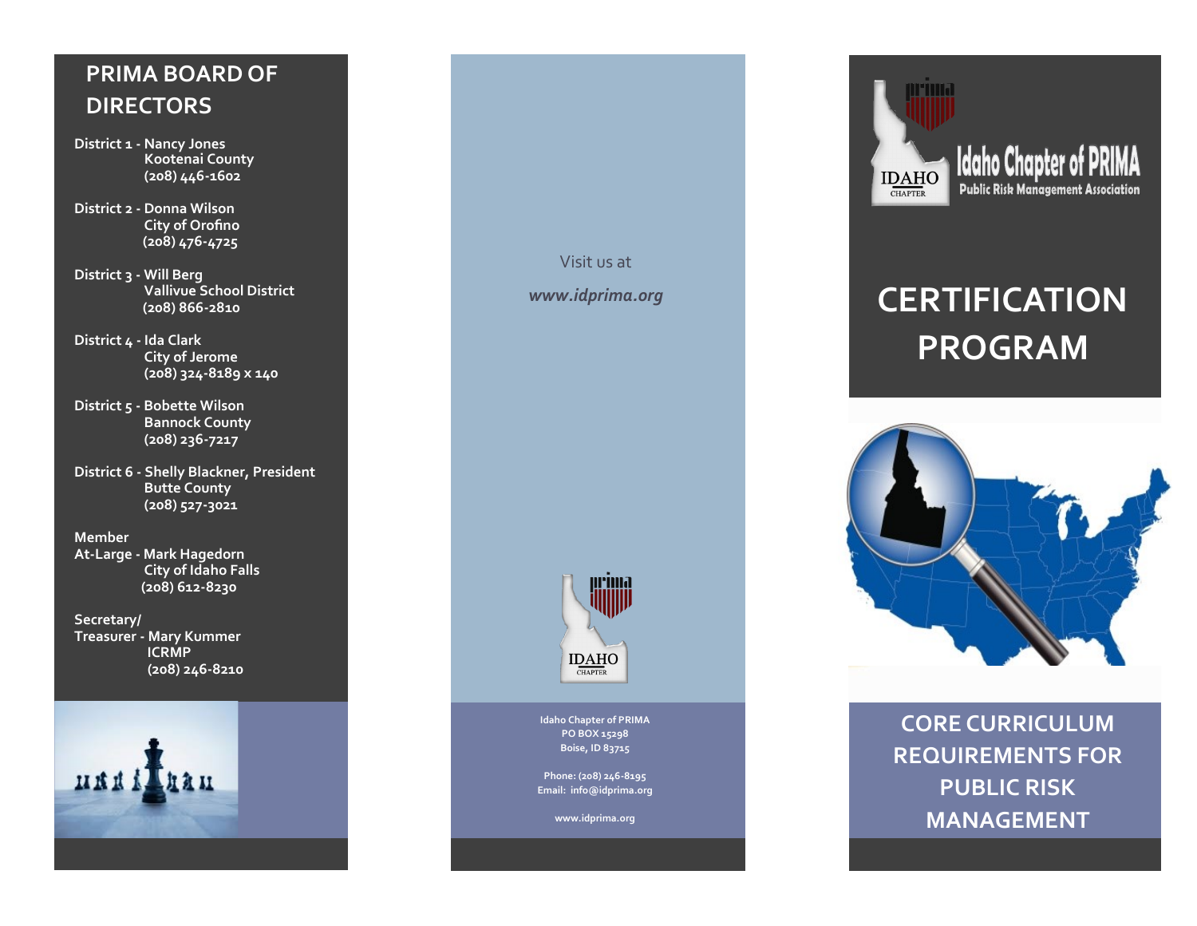## PRIMA BOARD OF DIRECTORS

**District 1 - Nancy Jones**
**Kootenai County**
**(208) 446-1602**

**District 2 - Donna Wilson**
**City of Orofino**
**(208) 476-4725**

**District 3 - Will Berg**
**Vallivue School District**
**(208) 866-2810**

**District 4 - Ida Clark**
**City of Jerome**
**(208) 324-8189 x 140**

**District 5 - Bobette Wilson**
**Bannock County**
**(208) 236-7217**

**District 6 - Shelly Blackner, President**
**Butte County**
**(208) 527-3021**

**Member**
**At-Large - Mark Hagedorn**
**City of Idaho Falls**
**(208) 612-8230**

**Secretary/**
**Treasurer - Mary Kummer**
**ICRMP**
**(208) 246-8210**

Visit us at

***www.idprima.org***

**Idaho Chapter of PRIMA**
**PO BOX 15298**
**Boise, ID 83715**

**Phone: (208) 246-8195**
**Email: info@idprima.org**

**www.idprima.org**

Idaho Chapter of PRIMA
Public Risk Management Association

# CERTIFICATION PROGRAM

## CORE CURRICULUM REQUIREMENTS FOR PUBLIC RISK MANAGEMENT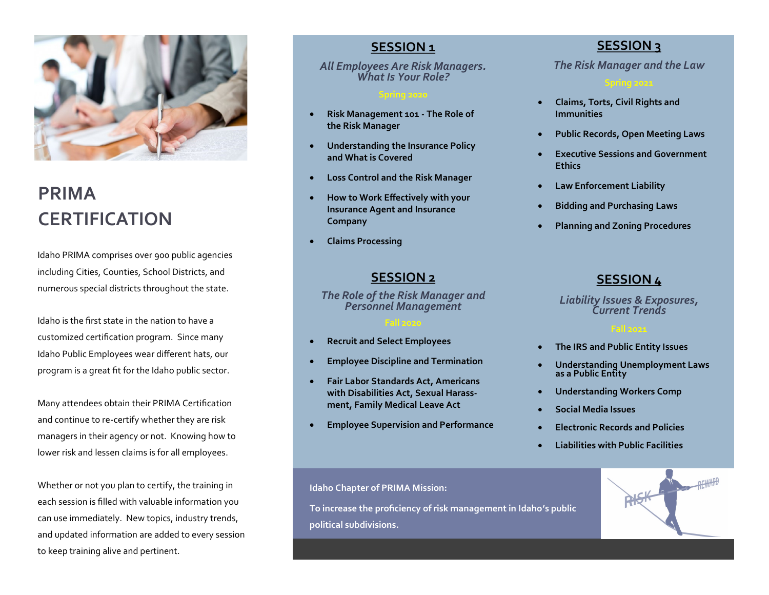# PRIMA CERTIFICATION

Idaho PRIMA comprises over 900 public agencies including Cities, Counties, School Districts, and numerous special districts throughout the state.

Idaho is the first state in the nation to have a customized certification program. Since many Idaho Public Employees wear different hats, our program is a great fit for the Idaho public sector.

Many attendees obtain their PRIMA Certification and continue to re-certify whether they are risk managers in their agency or not. Knowing how to lower risk and lessen claims is for all employees.

Whether or not you plan to certify, the training in each session is filled with valuable information you can use immediately. New topics, industry trends, and updated information are added to every session to keep training alive and pertinent.

## SESSION 1

*All Employees Are Risk Managers. What Is Your Role?*

Spring 2020

- **Risk Management 101 - The Role of the Risk Manager**
- **Understanding the Insurance Policy and What is Covered**
- **Loss Control and the Risk Manager**
- **How to Work Effectively with your Insurance Agent and Insurance Company**
- **Claims Processing**

## SESSION 2

*The Role of the Risk Manager and Personnel Management*

Fall 2020

- **Recruit and Select Employees**
- **Employee Discipline and Termination**
- **Fair Labor Standards Act, Americans with Disabilities Act, Sexual Harassment, Family Medical Leave Act**
- **Employee Supervision and Performance**

## SESSION 3

*The Risk Manager and the Law*

Spring 2021

- **Claims, Torts, Civil Rights and Immunities**
- **Public Records, Open Meeting Laws**
- **Executive Sessions and Government Ethics**
- **Law Enforcement Liability**
- **Bidding and Purchasing Laws**
- **Planning and Zoning Procedures**

## SESSION 4

*Liability Issues & Exposures, Current Trends*

Fall 2021

- **The IRS and Public Entity Issues**
- **Understanding Unemployment Laws as a Public Entity**
- **Understanding Workers Comp**
- **Social Media Issues**
- **Electronic Records and Policies**
- **Liabilities with Public Facilities**

**Idaho Chapter of PRIMA Mission:**

**To increase the proficiency of risk management in Idaho's public political subdivisions.**